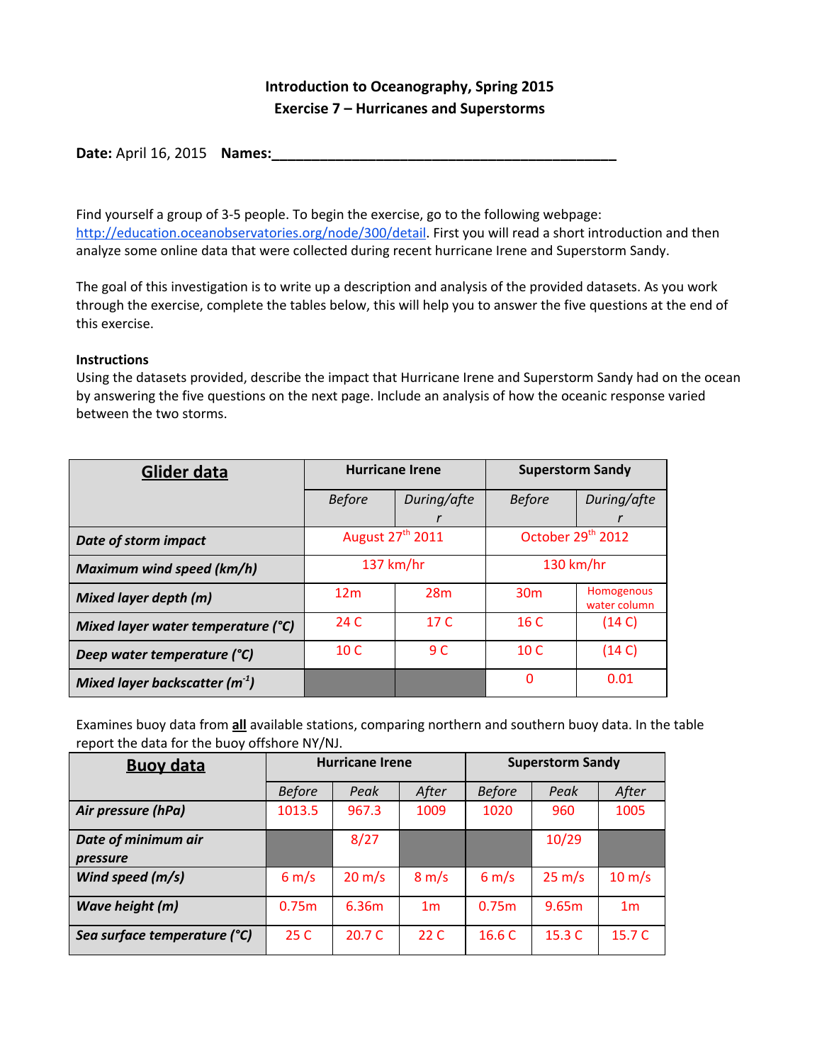**Introduction to Oceanography, Spring 2015**
**Exercise 7 – Hurricanes and Superstorms**

**Date:** April 16, 2015 **Names:**_____________________________________________

Find yourself a group of 3-5 people. To begin the exercise, go to the following webpage: http://education.oceanobservatories.org/node/300/detail. First you will read a short introduction and then analyze some online data that were collected during recent hurricane Irene and Superstorm Sandy.

The goal of this investigation is to write up a description and analysis of the provided datasets. As you work through the exercise, complete the tables below, this will help you to answer the five questions at the end of this exercise.

**Instructions**

Using the datasets provided, describe the impact that Hurricane Irene and Superstorm Sandy had on the ocean by answering the five questions on the next page. Include an analysis of how the oceanic response varied between the two storms.

| **Glider data** | **Hurricane Irene** | | **Superstorm Sandy** | |
|---|---|---|---|---|
| | *Before* | *During/after* | *Before* | *During/after* |
| ***Date of storm impact*** | August 27th 2011 | | October 29th 2012 | |
| ***Maximum wind speed (km/h)*** | 137 km/hr | | 130 km/hr | |
| ***Mixed layer depth (m)*** | 12m | 28m | 30m | Homogenous water column |
| ***Mixed layer water temperature (°C)*** | 24 C | 17 C | 16 C | (14 C) |
| ***Deep water temperature (°C)*** | 10 C | 9 C | 10 C | (14 C) |
| ***Mixed layer backscatter ($m^{-1}$)*** | | | 0 | 0.01 |

Examines buoy data from **all** available stations, comparing northern and southern buoy data. In the table report the data for the buoy offshore NY/NJ.

| **Buoy data** | **Hurricane Irene** | | | **Superstorm Sandy** | | |
|---|---|---|---|---|---|---|
| | *Before* | *Peak* | *After* | *Before* | *Peak* | *After* |
| ***Air pressure (hPa)*** | 1013.5 | 967.3 | 1009 | 1020 | 960 | 1005 |
| ***Date of minimum air pressure*** | | 8/27 | | | 10/29 | |
| ***Wind speed (m/s)*** | 6 m/s | 20 m/s | 8 m/s | 6 m/s | 25 m/s | 10 m/s |
| ***Wave height (m)*** | 0.75m | 6.36m | 1m | 0.75m | 9.65m | 1m |
| ***Sea surface temperature (°C)*** | 25 C | 20.7 C | 22 C | 16.6 C | 15.3 C | 15.7 C |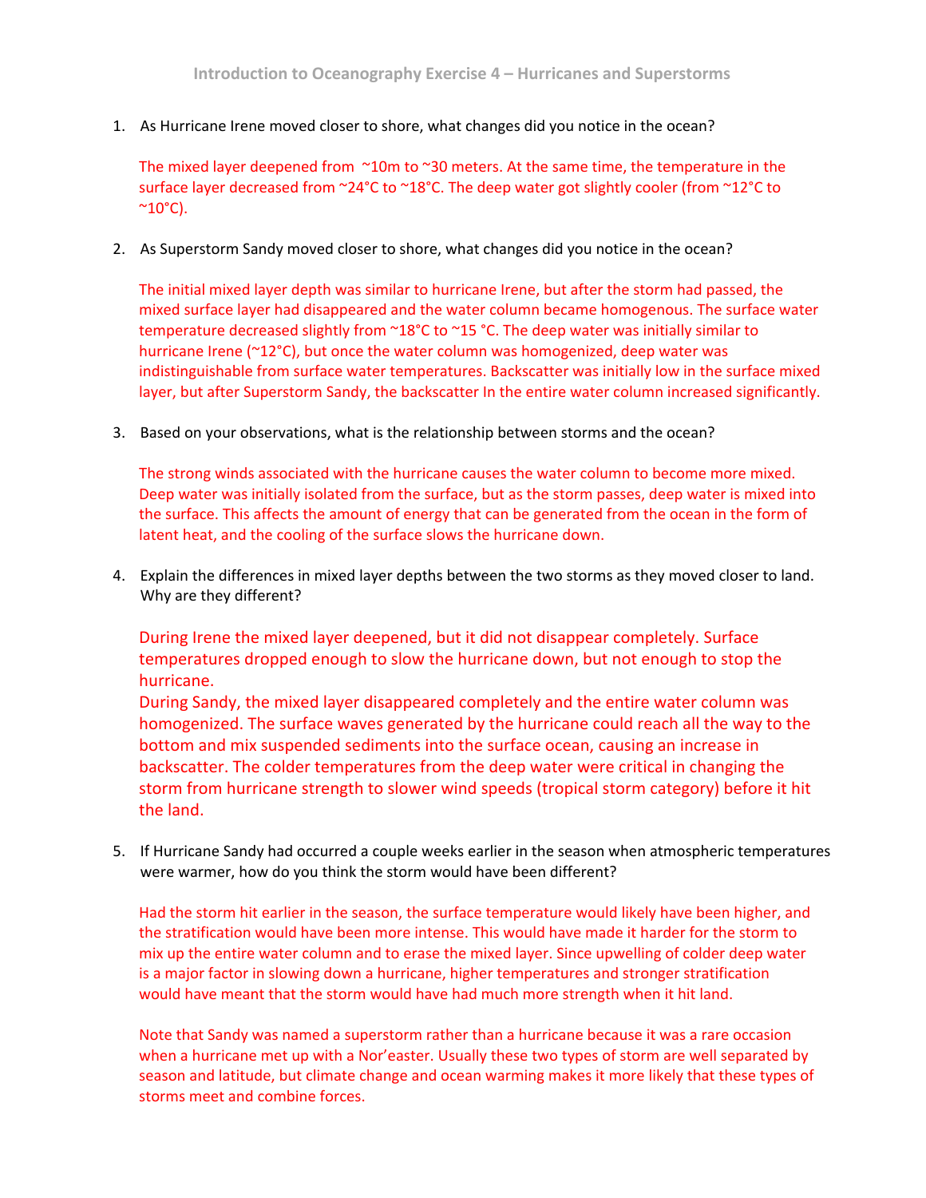# Introduction to Oceanography Exercise 4 – Hurricanes and Superstorms

1. As Hurricane Irene moved closer to shore, what changes did you notice in the ocean?

   The mixed layer deepened from ~10m to ~30 meters. At the same time, the temperature in the surface layer decreased from ~24°C to ~18°C. The deep water got slightly cooler (from ~12°C to ~10°C).

2. As Superstorm Sandy moved closer to shore, what changes did you notice in the ocean?

   The initial mixed layer depth was similar to hurricane Irene, but after the storm had passed, the mixed surface layer had disappeared and the water column became homogenous. The surface water temperature decreased slightly from ~18°C to ~15 °C. The deep water was initially similar to hurricane Irene (~12°C), but once the water column was homogenized, deep water was indistinguishable from surface water temperatures. Backscatter was initially low in the surface mixed layer, but after Superstorm Sandy, the backscatter In the entire water column increased significantly.

3. Based on your observations, what is the relationship between storms and the ocean?

   The strong winds associated with the hurricane causes the water column to become more mixed. Deep water was initially isolated from the surface, but as the storm passes, deep water is mixed into the surface. This affects the amount of energy that can be generated from the ocean in the form of latent heat, and the cooling of the surface slows the hurricane down.

4. Explain the differences in mixed layer depths between the two storms as they moved closer to land. Why are they different?

   During Irene the mixed layer deepened, but it did not disappear completely. Surface temperatures dropped enough to slow the hurricane down, but not enough to stop the hurricane.

   During Sandy, the mixed layer disappeared completely and the entire water column was homogenized. The surface waves generated by the hurricane could reach all the way to the bottom and mix suspended sediments into the surface ocean, causing an increase in backscatter. The colder temperatures from the deep water were critical in changing the storm from hurricane strength to slower wind speeds (tropical storm category) before it hit the land.

5. If Hurricane Sandy had occurred a couple weeks earlier in the season when atmospheric temperatures were warmer, how do you think the storm would have been different?

   Had the storm hit earlier in the season, the surface temperature would likely have been higher, and the stratification would have been more intense. This would have made it harder for the storm to mix up the entire water column and to erase the mixed layer. Since upwelling of colder deep water is a major factor in slowing down a hurricane, higher temperatures and stronger stratification would have meant that the storm would have had much more strength when it hit land.

   Note that Sandy was named a superstorm rather than a hurricane because it was a rare occasion when a hurricane met up with a Nor'easter. Usually these two types of storm are well separated by season and latitude, but climate change and ocean warming makes it more likely that these types of storms meet and combine forces.